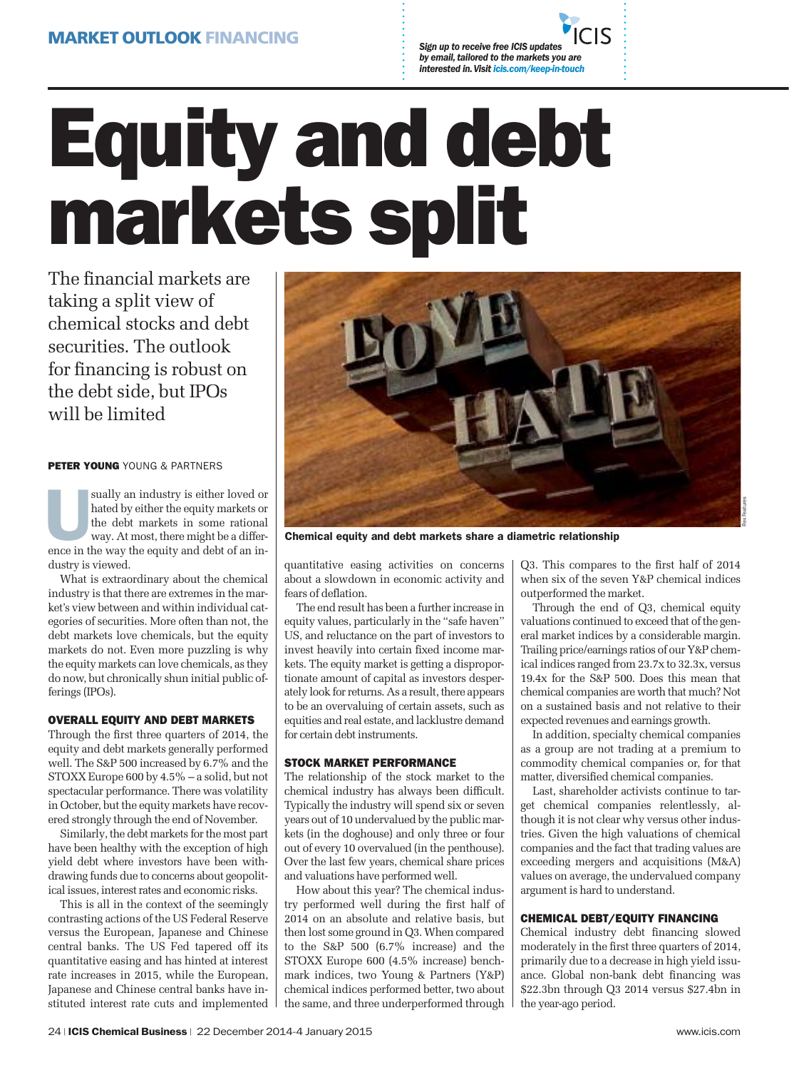# Equity and debt markets split

The financial markets are taking a split view of chemical stocks and debt securities. The outlook for financing is robust on the debt side, but IPOs will be limited

**PETER YOUNG** YOUNG & PARTNERS

Chemical equity and debt markets share a diametric relationship

Usually an industry is either loved or hated by either the equity markets or the debt markets in some rational way. At most, there might be a difference in the way the equity and debt of an industry is viewed.

What is extraordinary about the chemical industry is that there are extremes in the market's view between and within individual categories of securities. More often than not, the debt markets love chemicals, but the equity markets do not. Even more puzzling is why the equity markets can love chemicals, as they do now, but chronically shun initial public offerings (IPOs).

### OVERALL EQUITY AND DEBT MARKETS

Through the first three quarters of 2014, the equity and debt markets generally performed well. The S&P 500 increased by 6.7% and the STOXX Europe 600 by 4.5% – a solid, but not spectacular performance. There was volatility in October, but the equity markets have recovered strongly through the end of November.

Similarly, the debt markets for the most part have been healthy with the exception of high yield debt where investors have been withdrawing funds due to concerns about geopolitical issues, interest rates and economic risks.

This is all in the context of the seemingly contrasting actions of the US Federal Reserve versus the European, Japanese and Chinese central banks. The US Fed tapered off its quantitative easing and has hinted at interest rate increases in 2015, while the European, Japanese and Chinese central banks have instituted interest rate cuts and implemented quantitative easing activities on concerns about a slowdown in economic activity and fears of deflation.

The end result has been a further increase in equity values, particularly in the "safe haven" US, and reluctance on the part of investors to invest heavily into certain fixed income markets. The equity market is getting a disproportionate amount of capital as investors desperately look for returns. As a result, there appears to be an overvaluing of certain assets, such as equities and real estate, and lacklustre demand for certain debt instruments.

### STOCK MARKET PERFORMANCE

The relationship of the stock market to the chemical industry has always been difficult. Typically the industry will spend six or seven years out of 10 undervalued by the public markets (in the doghouse) and only three or four out of every 10 overvalued (in the penthouse). Over the last few years, chemical share prices and valuations have performed well.

How about this year? The chemical industry performed well during the first half of 2014 on an absolute and relative basis, but then lost some ground in Q3. When compared to the S&P 500 (6.7% increase) and the STOXX Europe 600 (4.5% increase) benchmark indices, two Young & Partners (Y&P) chemical indices performed better, two about the same, and three underperformed through Q3. This compares to the first half of 2014 when six of the seven Y&P chemical indices outperformed the market.

Through the end of Q3, chemical equity valuations continued to exceed that of the general market indices by a considerable margin. Trailing price/earnings ratios of our Y&P chemical indices ranged from 23.7x to 32.3x, versus 19.4x for the S&P 500. Does this mean that chemical companies are worth that much? Not on a sustained basis and not relative to their expected revenues and earnings growth.

In addition, specialty chemical companies as a group are not trading at a premium to commodity chemical companies or, for that matter, diversified chemical companies.

Last, shareholder activists continue to target chemical companies relentlessly, although it is not clear why versus other industries. Given the high valuations of chemical companies and the fact that trading values are exceeding mergers and acquisitions (M&A) values on average, the undervalued company argument is hard to understand.

### CHEMICAL DEBT/EQUITY FINANCING

Chemical industry debt financing slowed moderately in the first three quarters of 2014, primarily due to a decrease in high yield issuance. Global non-bank debt financing was $22.3bn through Q3 2014 versus $27.4bn in the year-ago period.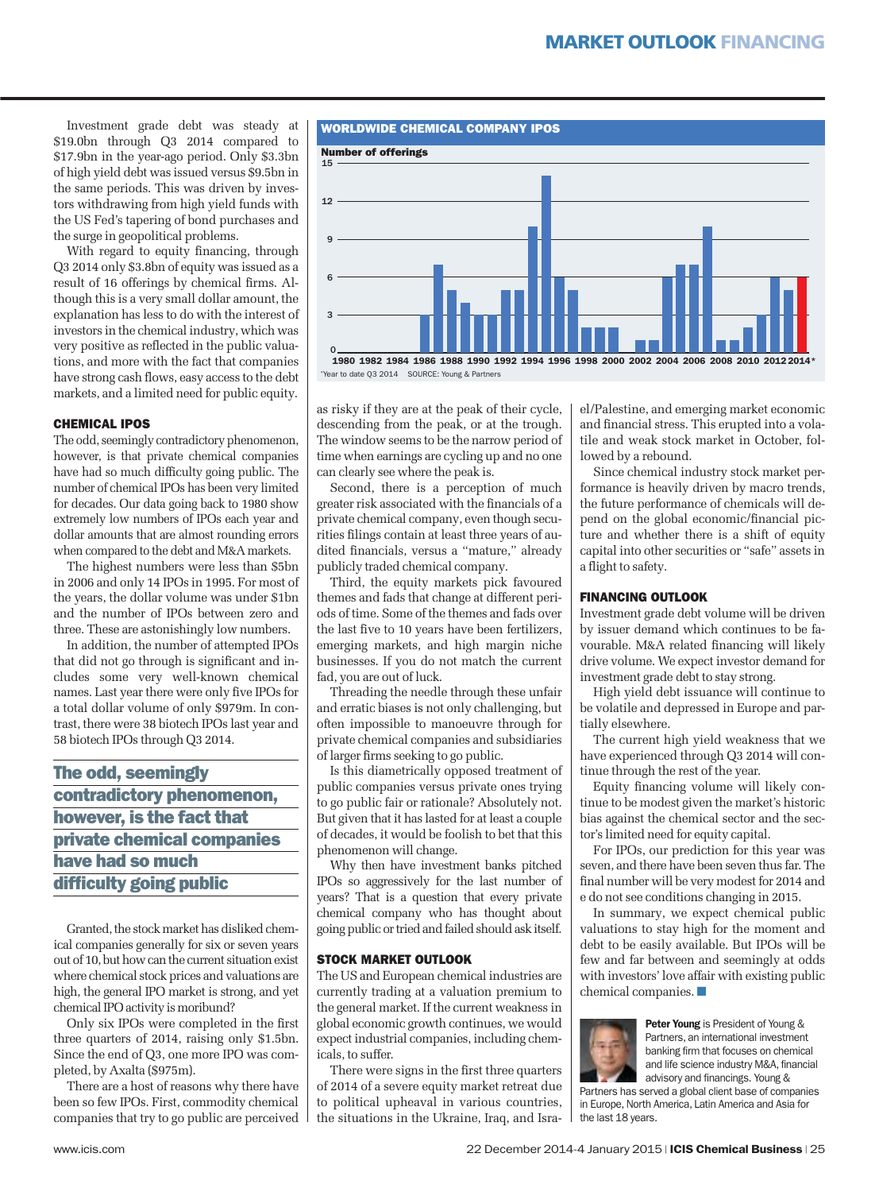Investment grade debt was steady at $19.0bn through Q3 2014 compared to $17.9bn in the year-ago period. Only $3.3bn of high yield debt was issued versus $9.5bn in the same periods. This was driven by investors withdrawing from high yield funds with the US Fed's tapering of bond purchases and the surge in geopolitical problems.

With regard to equity financing, through Q3 2014 only $3.8bn of equity was issued as a result of 16 offerings by chemical firms. Although this is a very small dollar amount, the explanation has less to do with the interest of investors in the chemical industry, which was very positive as reflected in the public valuations, and more with the fact that companies have strong cash flows, easy access to the debt markets, and a limited need for public equity.

### CHEMICAL IPOS

The odd, seemingly contradictory phenomenon, however, is that private chemical companies have had so much difficulty going public. The number of chemical IPOs has been very limited for decades. Our data going back to 1980 show extremely low numbers of IPOs each year and dollar amounts that are almost rounding errors when compared to the debt and M&A markets.

The highest numbers were less than $5bn in 2006 and only 14 IPOs in 1995. For most of the years, the dollar volume was under $1bn and the number of IPOs between zero and three. These are astonishingly low numbers.

In addition, the number of attempted IPOs that did not go through is significant and includes some very well-known chemical names. Last year there were only five IPOs for a total dollar volume of only $979m. In contrast, there were 38 biotech IPOs last year and 58 biotech IPOs through Q3 2014.

**The odd, seemingly contradictory phenomenon, however, is the fact that private chemical companies have had so much difficulty going public**

Granted, the stock market has disliked chemical companies generally for six or seven years out of 10, but how can the current situation exist where chemical stock prices and valuations are high, the general IPO market is strong, and yet chemical IPO activity is moribund?

Only six IPOs were completed in the first three quarters of 2014, raising only $1.5bn. Since the end of Q3, one more IPO was completed, by Axalta ($975m).

There are a host of reasons why there have been so few IPOs. First, commodity chemical companies that try to go public are perceived as risky if they are at the peak of their cycle, descending from the peak, or at the trough. The window seems to be the narrow period of time when earnings are cycling up and no one can clearly see where the peak is.

**WORLDWIDE CHEMICAL COMPANY IPOS**

Number of offerings

15
12
9
6
3
0

1980 1982 1984 1986 1988 1990 1992 1994 1996 1998 2000 2002 2004 2006 2008 2010 2012 2014*

*Year to date Q3 2014 SOURCE: Young & Partners

Second, there is a perception of much greater risk associated with the financials of a private chemical company, even though securities filings contain at least three years of audited financials, versus a "mature," already publicly traded chemical company.

Third, the equity markets pick favoured themes and fads that change at different periods of time. Some of the themes and fads over the last five to 10 years have been fertilizers, emerging markets, and high margin niche businesses. If you do not match the current fad, you are out of luck.

Threading the needle through these unfair and erratic biases is not only challenging, but often impossible to manoeuvre through for private chemical companies and subsidiaries of larger firms seeking to go public.

Is this diametrically opposed treatment of public companies versus private ones trying to go public fair or rationale? Absolutely not. But given that it has lasted for at least a couple of decades, it would be foolish to bet that this phenomenon will change.

Why then have investment banks pitched IPOs so aggressively for the last number of years? That is a question that every private chemical company who has thought about going public or tried and failed should ask itself.

### STOCK MARKET OUTLOOK

The US and European chemical industries are currently trading at a valuation premium to the general market. If the current weakness in global economic growth continues, we would expect industrial companies, including chemicals, to suffer.

There were signs in the first three quarters of 2014 of a severe equity market retreat due to political upheaval in various countries, the situations in the Ukraine, Iraq, and Israel/Palestine, and emerging market economic and financial stress. This erupted into a volatile and weak stock market in October, followed by a rebound.

Since chemical industry stock market performance is heavily driven by macro trends, the future performance of chemicals will depend on the global economic/financial picture and whether there is a shift of equity capital into other securities or "safe" assets in a flight to safety.

### FINANCING OUTLOOK

Investment grade debt volume will be driven by issuer demand which continues to be favourable. M&A related financing will likely drive volume. We expect investor demand for investment grade debt to stay strong.

High yield debt issuance will continue to be volatile and depressed in Europe and partially elsewhere.

The current high yield weakness that we have experienced through Q3 2014 will continue through the rest of the year.

Equity financing volume will likely continue to be modest given the market's historic bias against the chemical sector and the sector's limited need for equity capital.

For IPOs, our prediction for this year was seven, and there have been seven thus far. The final number will be very modest for 2014 and e do not see conditions changing in 2015.

In summary, we expect chemical public valuations to stay high for the moment and debt to be easily available. But IPOs will be few and far between and seemingly at odds with investors' love affair with existing public chemical companies. ■

**Peter Young** is President of Young & Partners, an international investment banking firm that focuses on chemical and life science industry M&A, financial advisory and financings. Young & Partners has served a global client base of companies in Europe, North America, Latin America and Asia for the last 18 years.